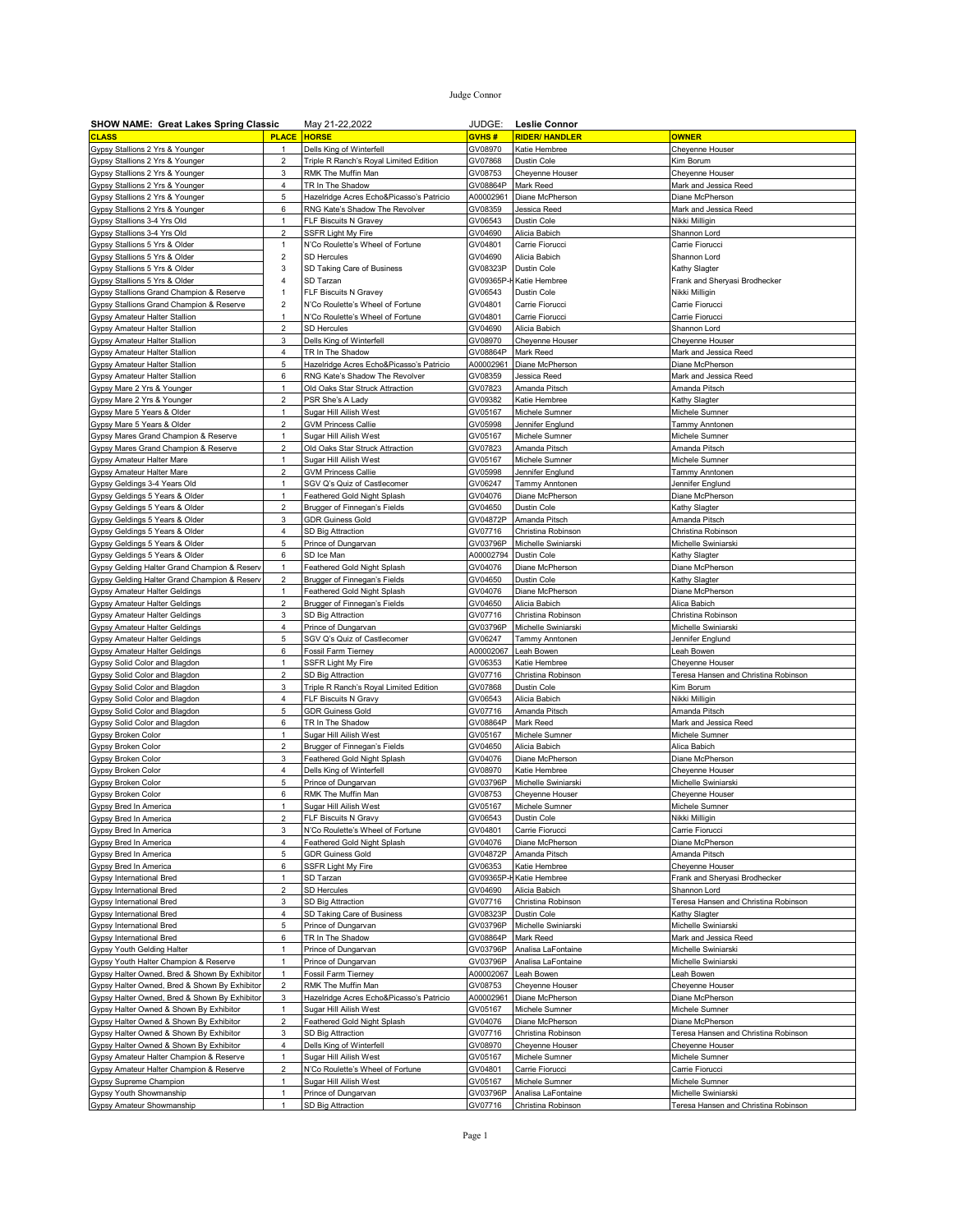| SHOW NAME: Great Lakes Spring Classic | | May 21-22,2022 | JUDGE: | Leslie Connor | |
|---|---|---|---|---|---|
| CLASS | PLACE | HORSE | GVHS # | RIDER/ HANDLER | OWNER |
| Gypsy Stallions 2 Yrs & Younger | 1 | Dells King of Winterfell | GV08970 | Katie Hembree | Cheyenne Houser |
| Gypsy Stallions 2 Yrs & Younger | 2 | Triple R Ranch's Royal Limited Edition | GV07868 | Dustin Cole | Kim Borum |
| Gypsy Stallions 2 Yrs & Younger | 3 | RMK The Muffin Man | GV08753 | Cheyenne Houser | Cheyenne Houser |
| Gypsy Stallions 2 Yrs & Younger | 4 | TR In The Shadow | GV08864P | Mark Reed | Mark and Jessica Reed |
| Gypsy Stallions 2 Yrs & Younger | 5 | Hazelridge Acres Echo&Picasso's Patricio | A00002961 | Diane McPherson | Diane McPherson |
| Gypsy Stallions 2 Yrs & Younger | 6 | RNG Kate's Shadow The Revolver | GV08359 | Jessica Reed | Mark and Jessica Reed |
| Gypsy Stallions 3-4 Yrs Old | 1 | FLF Biscuits N Gravey | GV06543 | Dustin Cole | Nikki Milligin |
| Gypsy Stallions 3-4 Yrs Old | 2 | SSFR Light My Fire | GV04690 | Alicia Babich | Shannon Lord |
| Gypsy Stallions 5 Yrs & Older | 1 | N'Co Roulette's Wheel of Fortune | GV04801 | Carrie Fiorucci | Carrie Fiorucci |
| Gypsy Stallions 5 Yrs & Older | 2 | SD Hercules | GV04690 | Alicia Babich | Shannon Lord |
| Gypsy Stallions 5 Yrs & Older | 3 | SD Taking Care of Business | GV08323P | Dustin Cole | Kathy Slagter |
| Gypsy Stallions 5 Yrs & Older | 4 | SD Tarzan | GV09365P-H | Katie Hembree | Frank and Sheryasi Brodhecker |
| Gypsy Stallions Grand Champion & Reserve | 1 | FLF Biscuits N Gravey | GV06543 | Dustin Cole | Nikki Milligin |
| Gypsy Stallions Grand Champion & Reserve | 2 | N'Co Roulette's Wheel of Fortune | GV04801 | Carrie Fiorucci | Carrie Fiorucci |
| Gypsy Amateur Halter Stallion | 1 | N'Co Roulette's Wheel of Fortune | GV04801 | Carrie Fiorucci | Carrie Fiorucci |
| Gypsy Amateur Halter Stallion | 2 | SD Hercules | GV04690 | Alicia Babich | Shannon Lord |
| Gypsy Amateur Halter Stallion | 3 | Dells King of Winterfell | GV08970 | Cheyenne Houser | Cheyenne Houser |
| Gypsy Amateur Halter Stallion | 4 | TR In The Shadow | GV08864P | Mark Reed | Mark and Jessica Reed |
| Gypsy Amateur Halter Stallion | 5 | Hazelridge Acres Echo&Picasso's Patricio | A00002961 | Diane McPherson | Diane McPherson |
| Gypsy Amateur Halter Stallion | 6 | RNG Kate's Shadow The Revolver | GV08359 | Jessica Reed | Mark and Jessica Reed |
| Gypsy Mare 2 Yrs & Younger | 1 | Old Oaks Star Struck Attraction | GV07823 | Amanda Pitsch | Amanda Pitsch |
| Gypsy Mare 2 Yrs & Younger | 2 | PSR She's A Lady | GV09382 | Katie Hembree | Kathy Slagter |
| Gypsy Mare 5 Years & Older | 1 | Sugar Hill Ailish West | GV05167 | Michele Sumner | Michele Sumner |
| Gypsy Mare 5 Years & Older | 2 | GVM Princess Callie | GV05998 | Jennifer Englund | Tammy Anntonen |
| Gypsy Mares Grand Champion & Reserve | 1 | Sugar Hill Ailish West | GV05167 | Michele Sumner | Michele Sumner |
| Gypsy Mares Grand Champion & Reserve | 2 | Old Oaks Star Struck Attraction | GV07823 | Amanda Pitsch | Amanda Pitsch |
| Gypsy Amateur Halter Mare | 1 | Sugar Hill Ailish West | GV05167 | Michele Sumner | Michele Sumner |
| Gypsy Amateur Halter Mare | 2 | GVM Princess Callie | GV05998 | Jennifer Englund | Tammy Anntonen |
| Gypsy Geldings 3-4 Years Old | 1 | SGV Q's Quiz of Castlecomer | GV06247 | Tammy Anntonen | Jennifer Englund |
| Gypsy Geldings 5 Years & Older | 1 | Feathered Gold Night Splash | GV04076 | Diane McPherson | Diane McPherson |
| Gypsy Geldings 5 Years & Older | 2 | Brugger of Finnegan's Fields | GV04650 | Dustin Cole | Kathy Slagter |
| Gypsy Geldings 5 Years & Older | 3 | GDR Guiness Gold | GV04872P | Amanda Pitsch | Amanda Pitsch |
| Gypsy Geldings 5 Years & Older | 4 | SD Big Attraction | GV07716 | Christina Robinson | Christina Robinson |
| Gypsy Geldings 5 Years & Older | 5 | Prince of Dungarvan | GV03796P | Michelle Swiniarski | Michelle Swiniarski |
| Gypsy Geldings 5 Years & Older | 6 | SD Ice Man | A00002794 | Dustin Cole | Kathy Slagter |
| Gypsy Gelding Halter Grand Champion & Reserv | 1 | Feathered Gold Night Splash | GV04076 | Diane McPherson | Diane McPherson |
| Gypsy Gelding Halter Grand Champion & Reserv | 2 | Brugger of Finnegan's Fields | GV04650 | Dustin Cole | Kathy Slagter |
| Gypsy Amateur Halter Geldings | 1 | Feathered Gold Night Splash | GV04076 | Diane McPherson | Diane McPherson |
| Gypsy Amateur Halter Geldings | 2 | Brugger of Finnegan's Fields | GV04650 | Alicia Babich | Alica Babich |
| Gypsy Amateur Halter Geldings | 3 | SD Big Attraction | GV07716 | Christina Robinson | Christina Robinson |
| Gypsy Amateur Halter Geldings | 4 | Prince of Dungarvan | GV03796P | Michelle Swiniarski | Michelle Swiniarski |
| Gypsy Amateur Halter Geldings | 5 | SGV Q's Quiz of Castlecomer | GV06247 | Tammy Anntonen | Jennifer Englund |
| Gypsy Amateur Halter Geldings | 6 | Fossil Farm Tierney | A00002067 | Leah Bowen | Leah Bowen |
| Gypsy Solid Color and Blagdon | 1 | SSFR Light My Fire | GV06353 | Katie Hembree | Cheyenne Houser |
| Gypsy Solid Color and Blagdon | 2 | SD Big Attraction | GV07716 | Christina Robinson | Teresa Hansen and Christina Robinson |
| Gypsy Solid Color and Blagdon | 3 | Triple R Ranch's Royal Limited Edition | GV07868 | Dustin Cole | Kim Borum |
| Gypsy Solid Color and Blagdon | 4 | FLF Biscuits N Gravy | GV06543 | Alicia Babich | Nikki Milligin |
| Gypsy Solid Color and Blagdon | 5 | GDR Guiness Gold | GV07716 | Amanda Pitsch | Amanda Pitsch |
| Gypsy Solid Color and Blagdon | 6 | TR In The Shadow | GV08864P | Mark Reed | Mark and Jessica Reed |
| Gypsy Broken Color | 1 | Sugar Hill Ailish West | GV05167 | Michele Sumner | Michele Sumner |
| Gypsy Broken Color | 2 | Brugger of Finnegan's Fields | GV04650 | Alicia Babich | Alica Babich |
| Gypsy Broken Color | 3 | Feathered Gold Night Splash | GV04076 | Diane McPherson | Diane McPherson |
| Gypsy Broken Color | 4 | Dells King of Winterfell | GV08970 | Katie Hembree | Cheyenne Houser |
| Gypsy Broken Color | 5 | Prince of Dungarvan | GV03796P | Michelle Swiniarski | Michelle Swiniarski |
| Gypsy Broken Color | 6 | RMK The Muffin Man | GV08753 | Cheyenne Houser | Cheyenne Houser |
| Gypsy Bred In America | 1 | Sugar Hill Ailish West | GV05167 | Michele Sumner | Michele Sumner |
| Gypsy Bred In America | 2 | FLF Biscuits N Gravy | GV06543 | Dustin Cole | Nikki Milligin |
| Gypsy Bred In America | 3 | N'Co Roulette's Wheel of Fortune | GV04801 | Carrie Fiorucci | Carrie Fiorucci |
| Gypsy Bred In America | 4 | Feathered Gold Night Splash | GV04076 | Diane McPherson | Diane McPherson |
| Gypsy Bred In America | 5 | GDR Guiness Gold | GV04872P | Amanda Pitsch | Amanda Pitsch |
| Gypsy Bred In America | 6 | SSFR Light My Fire | GV06353 | Katie Hembree | Cheyenne Houser |
| Gypsy International Bred | 1 | SD Tarzan | GV09365P-H | Katie Hembree | Frank and Sheryasi Brodhecker |
| Gypsy International Bred | 2 | SD Hercules | GV04690 | Alicia Babich | Shannon Lord |
| Gypsy International Bred | 3 | SD Big Attraction | GV07716 | Christina Robinson | Teresa Hansen and Christina Robinson |
| Gypsy International Bred | 4 | SD Taking Care of Business | GV08323P | Dustin Cole | Kathy Slagter |
| Gypsy International Bred | 5 | Prince of Dungarvan | GV03796P | Michelle Swiniarski | Michelle Swiniarski |
| Gypsy International Bred | 6 | TR In The Shadow | GV08864P | Mark Reed | Mark and Jessica Reed |
| Gypsy Youth Gelding Halter | 1 | Prince of Dungarvan | GV03796P | Analisa LaFontaine | Michelle Swiniarski |
| Gypsy Youth Halter Champion & Reserve | 1 | Prince of Dungarvan | GV03796P | Analisa LaFontaine | Michelle Swiniarski |
| Gypsy Halter Owned, Bred & Shown By Exhibitor | 1 | Fossil Farm Tierney | A00002067 | Leah Bowen | Leah Bowen |
| Gypsy Halter Owned, Bred & Shown By Exhibitor | 2 | RMK The Muffin Man | GV08753 | Cheyenne Houser | Cheyenne Houser |
| Gypsy Halter Owned, Bred & Shown By Exhibitor | 3 | Hazelridge Acres Echo&Picasso's Patricio | A00002961 | Diane McPherson | Diane McPherson |
| Gypsy Halter Owned & Shown By Exhibitor | 1 | Sugar Hill Ailish West | GV05167 | Michele Sumner | Michele Sumner |
| Gypsy Halter Owned & Shown By Exhibitor | 2 | Feathered Gold Night Splash | GV04076 | Diane McPherson | Diane McPherson |
| Gypsy Halter Owned & Shown By Exhibitor | 3 | SD Big Attraction | GV07716 | Christina Robinson | Teresa Hansen and Christina Robinson |
| Gypsy Halter Owned & Shown By Exhibitor | 4 | Dells King of Winterfell | GV08970 | Cheyenne Houser | Cheyenne Houser |
| Gypsy Amateur Halter Champion & Reserve | 1 | Sugar Hill Ailish West | GV05167 | Michele Sumner | Michele Sumner |
| Gypsy Amateur Halter Champion & Reserve | 2 | N'Co Roulette's Wheel of Fortune | GV04801 | Carrie Fiorucci | Carrie Fiorucci |
| Gypsy Supreme Champion | 1 | Sugar Hill Ailish West | GV05167 | Michele Sumner | Michele Sumner |
| Gypsy Youth Showmanship | 1 | Prince of Dungarvan | GV03796P | Analisa LaFontaine | Michelle Swiniarski |
| Gypsy Amateur Showmanship | 1 | SD Big Attraction | GV07716 | Christina Robinson | Teresa Hansen and Christina Robinson |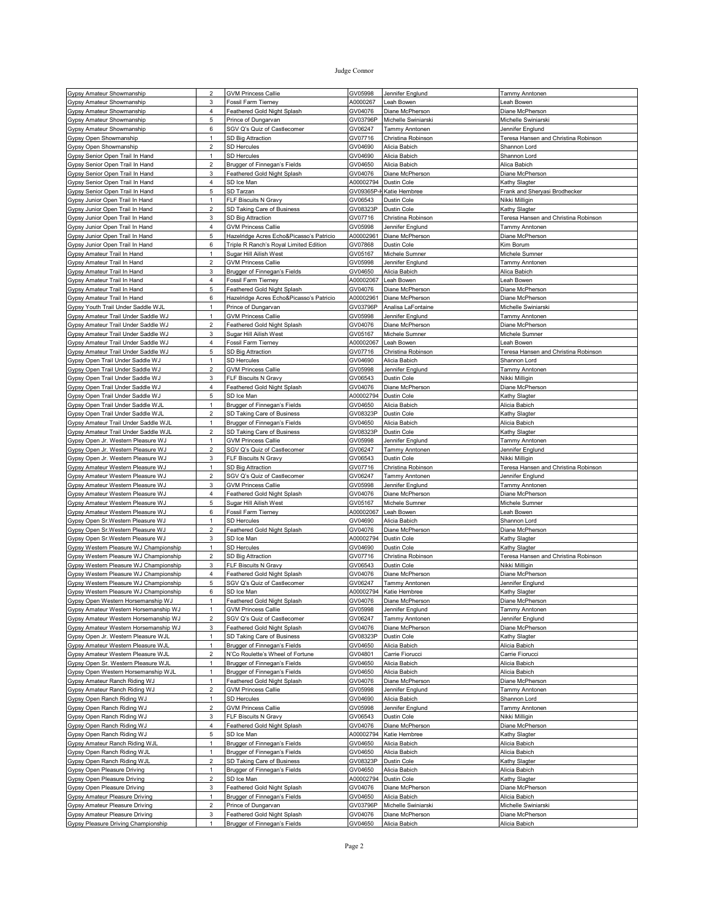Judge Connor

| | | | | | |
|---|---|---|---|---|---|
| Gypsy Amateur Showmanship | 2 | GVM Princess Callie | GV05998 | Jennifer Englund | Tammy Anntonen |
| Gypsy Amateur Showmanship | 3 | Fossil Farm Tierney | A0000267 | Leah Bowen | Leah Bowen |
| Gypsy Amateur Showmanship | 4 | Feathered Gold Night Splash | GV04076 | Diane McPherson | Diane McPherson |
| Gypsy Amateur Showmanship | 5 | Prince of Dungarvan | GV03796P | Michelle Swiniarski | Michelle Swiniarski |
| Gypsy Amateur Showmanship | 6 | SGV Q's Quiz of Castlecomer | GV06247 | Tammy Anntonen | Jennifer Englund |
| Gypsy Open Showmanship | 1 | SD Big Attraction | GV07716 | Christina Robinson | Teresa Hansen and Christina Robinson |
| Gypsy Open Showmanship | 2 | SD Hercules | GV04690 | Alicia Babich | Shannon Lord |
| Gypsy Senior Open Trail In Hand | 1 | SD Hercules | GV04690 | Alicia Babich | Shannon Lord |
| Gypsy Senior Open Trail In Hand | 2 | Brugger of Finnegan's Fields | GV04650 | Alicia Babich | Alica Babich |
| Gypsy Senior Open Trail In Hand | 3 | Feathered Gold Night Splash | GV04076 | Diane McPherson | Diane McPherson |
| Gypsy Senior Open Trail In Hand | 4 | SD Ice Man | A00002794 | Dustin Cole | Kathy Slagter |
| Gypsy Senior Open Trail In Hand | 5 | SD Tarzan | GV09365P-H | Katie Hembree | Frank and Sheryasi Brodhecker |
| Gypsy Junior Open Trail In Hand | 1 | FLF Biscuits N Gravy | GV06543 | Dustin Cole | Nikki Milligin |
| Gypsy Junior Open Trail In Hand | 2 | SD Taking Care of Business | GV08323P | Dustin Cole | Kathy Slagter |
| Gypsy Junior Open Trail In Hand | 3 | SD Big Attraction | GV07716 | Christina Robinson | Teresa Hansen and Christina Robinson |
| Gypsy Junior Open Trail In Hand | 4 | GVM Princess Callie | GV05998 | Jennifer Englund | Tammy Anntonen |
| Gypsy Junior Open Trail In Hand | 5 | Hazelridge Acres Echo&Picasso's Patricio | A00002961 | Diane McPherson | Diane McPherson |
| Gypsy Junior Open Trail In Hand | 6 | Triple R Ranch's Royal Limited Edition | GV07868 | Dustin Cole | Kim Borum |
| Gypsy Amateur Trail In Hand | 1 | Sugar Hill Ailish West | GV05167 | Michele Sumner | Michele Sumner |
| Gypsy Amateur Trail In Hand | 2 | GVM Princess Callie | GV05998 | Jennifer Englund | Tammy Anntonen |
| Gypsy Amateur Trail In Hand | 3 | Brugger of Finnegan's Fields | GV04650 | Alicia Babich | Alica Babich |
| Gypsy Amateur Trail In Hand | 4 | Fossil Farm Tierney | A00002067 | Leah Bowen | Leah Bowen |
| Gypsy Amateur Trail In Hand | 5 | Feathered Gold Night Splash | GV04076 | Diane McPherson | Diane McPherson |
| Gypsy Amateur Trail In Hand | 6 | Hazelridge Acres Echo&Picasso's Patricio | A00002961 | Diane McPherson | Diane McPherson |
| Gypsy Youth Trail Under Saddle WJL | 1 | Prince of Dungarvan | GV03796P | Analisa LaFontaine | Michelle Swiniarski |
| Gypsy Amateur Trail Under Saddle WJ | 1 | GVM Princess Callie | GV05998 | Jennifer Englund | Tammy Anntonen |
| Gypsy Amateur Trail Under Saddle WJ | 2 | Feathered Gold Night Splash | GV04076 | Diane McPherson | Diane McPherson |
| Gypsy Amateur Trail Under Saddle WJ | 3 | Sugar Hill Ailish West | GV05167 | Michele Sumner | Michele Sumner |
| Gypsy Amateur Trail Under Saddle WJ | 4 | Fossil Farm Tierney | A00002067 | Leah Bowen | Leah Bowen |
| Gypsy Amateur Trail Under Saddle WJ | 5 | SD Big Attraction | GV07716 | Christina Robinson | Teresa Hansen and Christina Robinson |
| Gypsy Open Trail Under Saddle WJ | 1 | SD Hercules | GV04690 | Alicia Babich | Shannon Lord |
| Gypsy Open Trail Under Saddle WJ | 2 | GVM Princess Callie | GV05998 | Jennifer Englund | Tammy Anntonen |
| Gypsy Open Trail Under Saddle WJ | 3 | FLF Biscuits N Gravy | GV06543 | Dustin Cole | Nikki Milligin |
| Gypsy Open Trail Under Saddle WJ | 4 | Feathered Gold Night Splash | GV04076 | Diane McPherson | Diane McPherson |
| Gypsy Open Trail Under Saddle WJ | 5 | SD Ice Man | A00002794 | Dustin Cole | Kathy Slagter |
| Gypsy Open Trail Under Saddle WJL | 1 | Brugger of Finnegan's Fields | GV04650 | Alicia Babich | Alicia Babich |
| Gypsy Open Trail Under Saddle WJL | 2 | SD Taking Care of Business | GV08323P | Dustin Cole | Kathy Slagter |
| Gypsy Amateur Trail Under Saddle WJL | 1 | Brugger of Finnegan's Fields | GV04650 | Alicia Babich | Alicia Babich |
| Gypsy Amateur Trail Under Saddle WJL | 2 | SD Taking Care of Business | GV08323P | Dustin Cole | Kathy Slagter |
| Gypsy Open Jr. Western Pleasure WJ | 1 | GVM Princess Callie | GV05998 | Jennifer Englund | Tammy Anntonen |
| Gypsy Open Jr. Western Pleasure WJ | 2 | SGV Q's Quiz of Castlecomer | GV06247 | Tammy Anntonen | Jennifer Englund |
| Gypsy Open Jr. Western Pleasure WJ | 3 | FLF Biscuits N Gravy | GV06543 | Dustin Cole | Nikki Milligin |
| Gypsy Amateur Western Pleasure WJ | 1 | SD Big Attraction | GV07716 | Christina Robinson | Teresa Hansen and Christina Robinson |
| Gypsy Amateur Western Pleasure WJ | 2 | SGV Q's Quiz of Castlecomer | GV06247 | Tammy Anntonen | Jennifer Englund |
| Gypsy Amateur Western Pleasure WJ | 3 | GVM Princess Callie | GV05998 | Jennifer Englund | Tammy Anntonen |
| Gypsy Amateur Western Pleasure WJ | 4 | Feathered Gold Night Splash | GV04076 | Diane McPherson | Diane McPherson |
| Gypsy Amateur Western Pleasure WJ | 5 | Sugar Hill Ailish West | GV05167 | Michele Sumner | Michele Sumner |
| Gypsy Amateur Western Pleasure WJ | 6 | Fossil Farm Tierney | A00002067 | Leah Bowen | Leah Bowen |
| Gypsy Open Sr.Western Pleasure WJ | 1 | SD Hercules | GV04690 | Alicia Babich | Shannon Lord |
| Gypsy Open Sr.Western Pleasure WJ | 2 | Feathered Gold Night Splash | GV04076 | Diane McPherson | Diane McPherson |
| Gypsy Open Sr.Western Pleasure WJ | 3 | SD Ice Man | A00002794 | Dustin Cole | Kathy Slagter |
| Gypsy Western Pleasure WJ Championship | 1 | SD Hercules | GV04690 | Dustin Cole | Kathy Slagter |
| Gypsy Western Pleasure WJ Championship | 2 | SD Big Attraction | GV07716 | Christina Robinson | Teresa Hansen and Christina Robinson |
| Gypsy Western Pleasure WJ Championship | 3 | FLF Biscuits N Gravy | GV06543 | Dustin Cole | Nikki Milligin |
| Gypsy Western Pleasure WJ Championship | 4 | Feathered Gold Night Splash | GV04076 | Diane McPherson | Diane McPherson |
| Gypsy Western Pleasure WJ Championship | 5 | SGV Q's Quiz of Castlecomer | GV06247 | Tammy Anntonen | Jennifer Englund |
| Gypsy Western Pleasure WJ Championship | 6 | SD Ice Man | A00002794 | Katie Hembree | Kathy Slagter |
| Gypsy Open Western Horsemanship WJ | 1 | Feathered Gold Night Splash | GV04076 | Diane McPherson | Diane McPherson |
| Gypsy Amateur Western Horsemanship WJ | 1 | GVM Princess Callie | GV05998 | Jennifer Englund | Tammy Anntonen |
| Gypsy Amateur Western Horsemanship WJ | 2 | SGV Q's Quiz of Castlecomer | GV06247 | Tammy Anntonen | Jennifer Englund |
| Gypsy Amateur Western Horsemanship WJ | 3 | Feathered Gold Night Splash | GV04076 | Diane McPherson | Diane McPherson |
| Gypsy Open Jr. Western Pleasure WJL | 1 | SD Taking Care of Business | GV08323P | Dustin Cole | Kathy Slagter |
| Gypsy Amateur Western Pleasure WJL | 1 | Brugger of Finnegan's Fields | GV04650 | Alicia Babich | Alicia Babich |
| Gypsy Amateur Western Pleasure WJL | 2 | N'Co Roulette's Wheel of Fortune | GV04801 | Carrie Fiorucci | Carrie Fiorucci |
| Gypsy Open Sr. Western Pleasure WJL | 1 | Brugger of Finnegan's Fields | GV04650 | Alicia Babich | Alicia Babich |
| Gypsy Open Western Horsemanship WJL | 1 | Brugger of Finnegan's Fields | GV04650 | Alicia Babich | Alicia Babich |
| Gypsy Amateur Ranch Riding WJ | 1 | Feathered Gold Night Splash | GV04076 | Diane McPherson | Diane McPherson |
| Gypsy Amateur Ranch Riding WJ | 2 | GVM Princess Callie | GV05998 | Jennifer Englund | Tammy Anntonen |
| Gypsy Open Ranch Riding WJ | 1 | SD Hercules | GV04690 | Alicia Babich | Shannon Lord |
| Gypsy Open Ranch Riding WJ | 2 | GVM Princess Callie | GV05998 | Jennifer Englund | Tammy Anntonen |
| Gypsy Open Ranch Riding WJ | 3 | FLF Biscuits N Gravy | GV06543 | Dustin Cole | Nikki Milligin |
| Gypsy Open Ranch Riding WJ | 4 | Feathered Gold Night Splash | GV04076 | Diane McPherson | Diane McPherson |
| Gypsy Open Ranch Riding WJ | 5 | SD Ice Man | A00002794 | Katie Hembree | Kathy Slagter |
| Gypsy Amateur Ranch Riding WJL | 1 | Brugger of Finnegan's Fields | GV04650 | Alicia Babich | Alicia Babich |
| Gypsy Open Ranch Riding WJL | 1 | Brugger of Finnegan's Fields | GV04650 | Alicia Babich | Alicia Babich |
| Gypsy Open Ranch Riding WJL | 2 | SD Taking Care of Business | GV08323P | Dustin Cole | Kathy Slagter |
| Gypsy Open Pleasure Driving | 1 | Brugger of Finnegan's Fields | GV04650 | Alicia Babich | Alicia Babich |
| Gypsy Open Pleasure Driving | 2 | SD Ice Man | A00002794 | Dustin Cole | Kathy Slagter |
| Gypsy Open Pleasure Driving | 3 | Feathered Gold Night Splash | GV04076 | Diane McPherson | Diane McPherson |
| Gypsy Amateur Pleasure Driving | 1 | Brugger of Finnegan's Fields | GV04650 | Alicia Babich | Alicia Babich |
| Gypsy Amateur Pleasure Driving | 2 | Prince of Dungarvan | GV03796P | Michelle Swiniarski | Michelle Swiniarski |
| Gypsy Amateur Pleasure Driving | 3 | Feathered Gold Night Splash | GV04076 | Diane McPherson | Diane McPherson |
| Gypsy Pleasure Driving Championship | 1 | Brugger of Finnegan's Fields | GV04650 | Alicia Babich | Alicia Babich |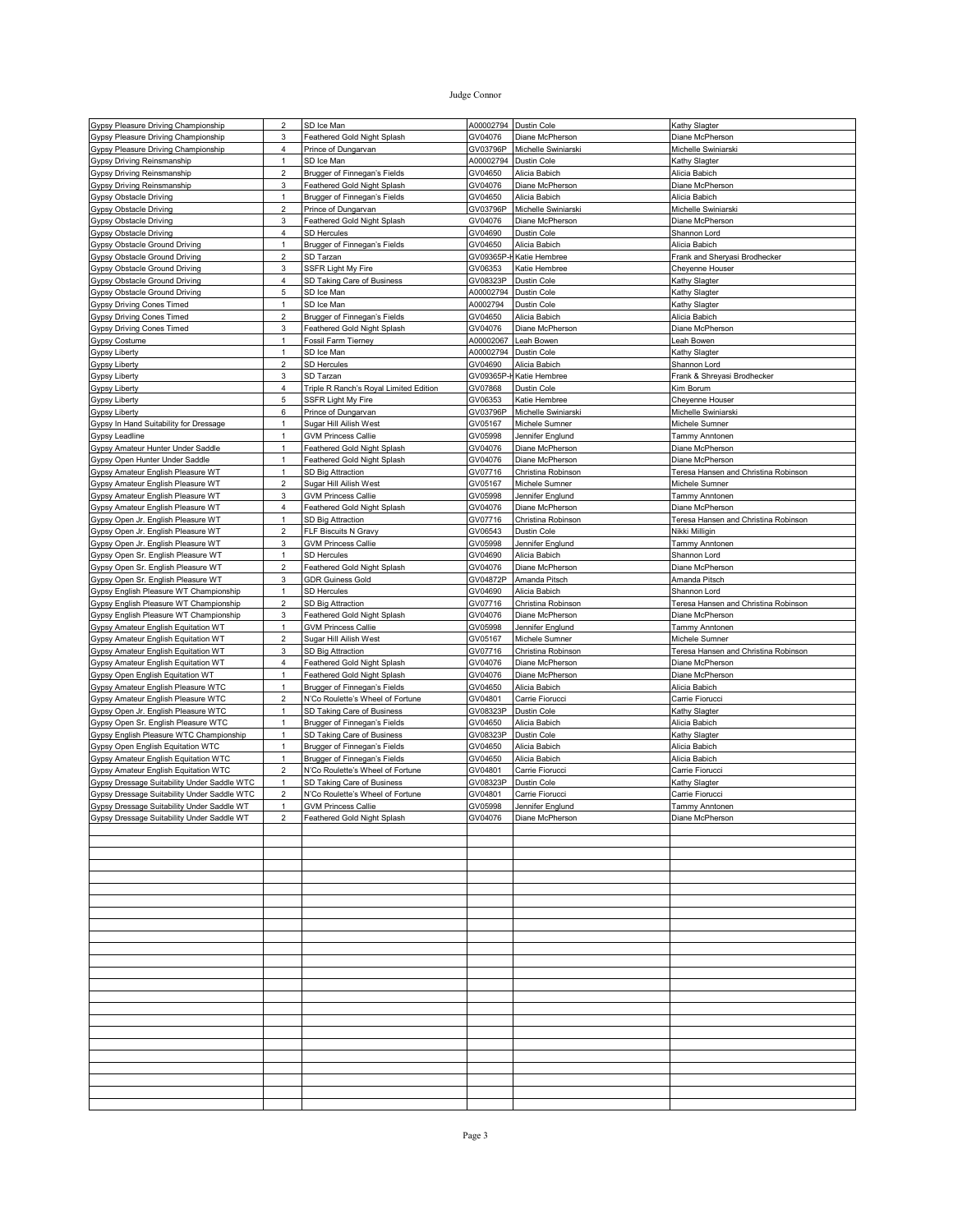Judge Connor

| | | | | | |
|---|---|---|---|---|---|
| Gypsy Pleasure Driving Championship | 2 | SD Ice Man | A00002794 | Dustin Cole | Kathy Slagter |
| Gypsy Pleasure Driving Championship | 3 | Feathered Gold Night Splash | GV04076 | Diane McPherson | Diane McPherson |
| Gypsy Pleasure Driving Championship | 4 | Prince of Dungarvan | GV03796P | Michelle Swiniarski | Michelle Swiniarski |
| Gypsy Driving Reinsmanship | 1 | SD Ice Man | A00002794 | Dustin Cole | Kathy Slagter |
| Gypsy Driving Reinsmanship | 2 | Brugger of Finnegan's Fields | GV04650 | Alicia Babich | Alicia Babich |
| Gypsy Driving Reinsmanship | 3 | Feathered Gold Night Splash | GV04076 | Diane McPherson | Diane McPherson |
| Gypsy Obstacle Driving | 1 | Brugger of Finnegan's Fields | GV04650 | Alicia Babich | Alicia Babich |
| Gypsy Obstacle Driving | 2 | Prince of Dungarvan | GV03796P | Michelle Swiniarski | Michelle Swiniarski |
| Gypsy Obstacle Driving | 3 | Feathered Gold Night Splash | GV04076 | Diane McPherson | Diane McPherson |
| Gypsy Obstacle Driving | 4 | SD Hercules | GV04690 | Dustin Cole | Shannon Lord |
| Gypsy Obstacle Ground Driving | 1 | Brugger of Finnegan's Fields | GV04650 | Alicia Babich | Alicia Babich |
| Gypsy Obstacle Ground Driving | 2 | SD Tarzan | GV09365P-H | Katie Hembree | Frank and Sheryasi Brodhecker |
| Gypsy Obstacle Ground Driving | 3 | SSFR Light My Fire | GV06353 | Katie Hembree | Cheyenne Houser |
| Gypsy Obstacle Ground Driving | 4 | SD Taking Care of Business | GV08323P | Dustin Cole | Kathy Slagter |
| Gypsy Obstacle Ground Driving | 5 | SD Ice Man | A00002794 | Dustin Cole | Kathy Slagter |
| Gypsy Driving Cones Timed | 1 | SD Ice Man | A0002794 | Dustin Cole | Kathy Slagter |
| Gypsy Driving Cones Timed | 2 | Brugger of Finnegan's Fields | GV04650 | Alicia Babich | Alicia Babich |
| Gypsy Driving Cones Timed | 3 | Feathered Gold Night Splash | GV04076 | Diane McPherson | Diane McPherson |
| Gypsy Costume | 1 | Fossil Farm Tierney | A00002067 | Leah Bowen | Leah Bowen |
| Gypsy Liberty | 1 | SD Ice Man | A00002794 | Dustin Cole | Kathy Slagter |
| Gypsy Liberty | 2 | SD Hercules | GV04690 | Alicia Babich | Shannon Lord |
| Gypsy Liberty | 3 | SD Tarzan | GV09365P-H | Katie Hembree | Frank & Shreyasi Brodhecker |
| Gypsy Liberty | 4 | Triple R Ranch's Royal Limited Edition | GV07868 | Dustin Cole | Kim Borum |
| Gypsy Liberty | 5 | SSFR Light My Fire | GV06353 | Katie Hembree | Cheyenne Houser |
| Gypsy Liberty | 6 | Prince of Dungarvan | GV03796P | Michelle Swiniarski | Michelle Swiniarski |
| Gypsy In Hand Suitability for Dressage | 1 | Sugar Hill Ailish West | GV05167 | Michele Sumner | Michele Sumner |
| Gypsy Leadline | 1 | GVM Princess Callie | GV05998 | Jennifer Englund | Tammy Anntonen |
| Gypsy Amateur Hunter Under Saddle | 1 | Feathered Gold Night Splash | GV04076 | Diane McPherson | Diane McPherson |
| Gypsy Open Hunter Under Saddle | 1 | Feathered Gold Night Splash | GV04076 | Diane McPherson | Diane McPherson |
| Gypsy Amateur English Pleasure WT | 1 | SD Big Attraction | GV07716 | Christina Robinson | Teresa Hansen and Christina Robinson |
| Gypsy Amateur English Pleasure WT | 2 | Sugar Hill Ailish West | GV05167 | Michele Sumner | Michele Sumner |
| Gypsy Amateur English Pleasure WT | 3 | GVM Princess Callie | GV05998 | Jennifer Englund | Tammy Anntonen |
| Gypsy Amateur English Pleasure WT | 4 | Feathered Gold Night Splash | GV04076 | Diane McPherson | Diane McPherson |
| Gypsy Open Jr. English Pleasure WT | 1 | SD Big Attraction | GV07716 | Christina Robinson | Teresa Hansen and Christina Robinson |
| Gypsy Open Jr. English Pleasure WT | 2 | FLF Biscuits N Gravy | GV06543 | Dustin Cole | Nikki Milligin |
| Gypsy Open Jr. English Pleasure WT | 3 | GVM Princess Callie | GV05998 | Jennifer Englund | Tammy Anntonen |
| Gypsy Open Sr. English Pleasure WT | 1 | SD Hercules | GV04690 | Alicia Babich | Shannon Lord |
| Gypsy Open Sr. English Pleasure WT | 2 | Feathered Gold Night Splash | GV04076 | Diane McPherson | Diane McPherson |
| Gypsy Open Sr. English Pleasure WT | 3 | GDR Guiness Gold | GV04872P | Amanda Pitsch | Amanda Pitsch |
| Gypsy English Pleasure WT Championship | 1 | SD Hercules | GV04690 | Alicia Babich | Shannon Lord |
| Gypsy English Pleasure WT Championship | 2 | SD Big Attraction | GV07716 | Christina Robinson | Teresa Hansen and Christina Robinson |
| Gypsy English Pleasure WT Championship | 3 | Feathered Gold Night Splash | GV04076 | Diane McPherson | Diane McPherson |
| Gypsy Amateur English Equitation WT | 1 | GVM Princess Callie | GV05998 | Jennifer Englund | Tammy Anntonen |
| Gypsy Amateur English Equitation WT | 2 | Sugar Hill Ailish West | GV05167 | Michele Sumner | Michele Sumner |
| Gypsy Amateur English Equitation WT | 3 | SD Big Attraction | GV07716 | Christina Robinson | Teresa Hansen and Christina Robinson |
| Gypsy Amateur English Equitation WT | 4 | Feathered Gold Night Splash | GV04076 | Diane McPherson | Diane McPherson |
| Gypsy Open English Equitation WT | 1 | Feathered Gold Night Splash | GV04076 | Diane McPherson | Diane McPherson |
| Gypsy Amateur English Pleasure WTC | 1 | Brugger of Finnegan's Fields | GV04650 | Alicia Babich | Alicia Babich |
| Gypsy Amateur English Pleasure WTC | 2 | N'Co Roulette's Wheel of Fortune | GV04801 | Carrie Fiorucci | Carrie Fiorucci |
| Gypsy Open Jr. English Pleasure WTC | 1 | SD Taking Care of Business | GV08323P | Dustin Cole | Kathy Slagter |
| Gypsy Open Sr. English Pleasure WTC | 1 | Brugger of Finnegan's Fields | GV04650 | Alicia Babich | Alicia Babich |
| Gypsy English Pleasure WTC Championship | 1 | SD Taking Care of Business | GV08323P | Dustin Cole | Kathy Slagter |
| Gypsy Open English Equitation WTC | 1 | Brugger of Finnegan's Fields | GV04650 | Alicia Babich | Alicia Babich |
| Gypsy Amateur English Equitation WTC | 1 | Brugger of Finnegan's Fields | GV04650 | Alicia Babich | Alicia Babich |
| Gypsy Amateur English Equitation WTC | 2 | N'Co Roulette's Wheel of Fortune | GV04801 | Carrie Fiorucci | Carrie Fiorucci |
| Gypsy Dressage Suitability Under Saddle WTC | 1 | SD Taking Care of Business | GV08323P | Dustin Cole | Kathy Slagter |
| Gypsy Dressage Suitability Under Saddle WTC | 2 | N'Co Roulette's Wheel of Fortune | GV04801 | Carrie Fiorucci | Carrie Fiorucci |
| Gypsy Dressage Suitability Under Saddle WT | 1 | GVM Princess Callie | GV05998 | Jennifer Englund | Tammy Anntonen |
| Gypsy Dressage Suitability Under Saddle WT | 2 | Feathered Gold Night Splash | GV04076 | Diane McPherson | Diane McPherson |